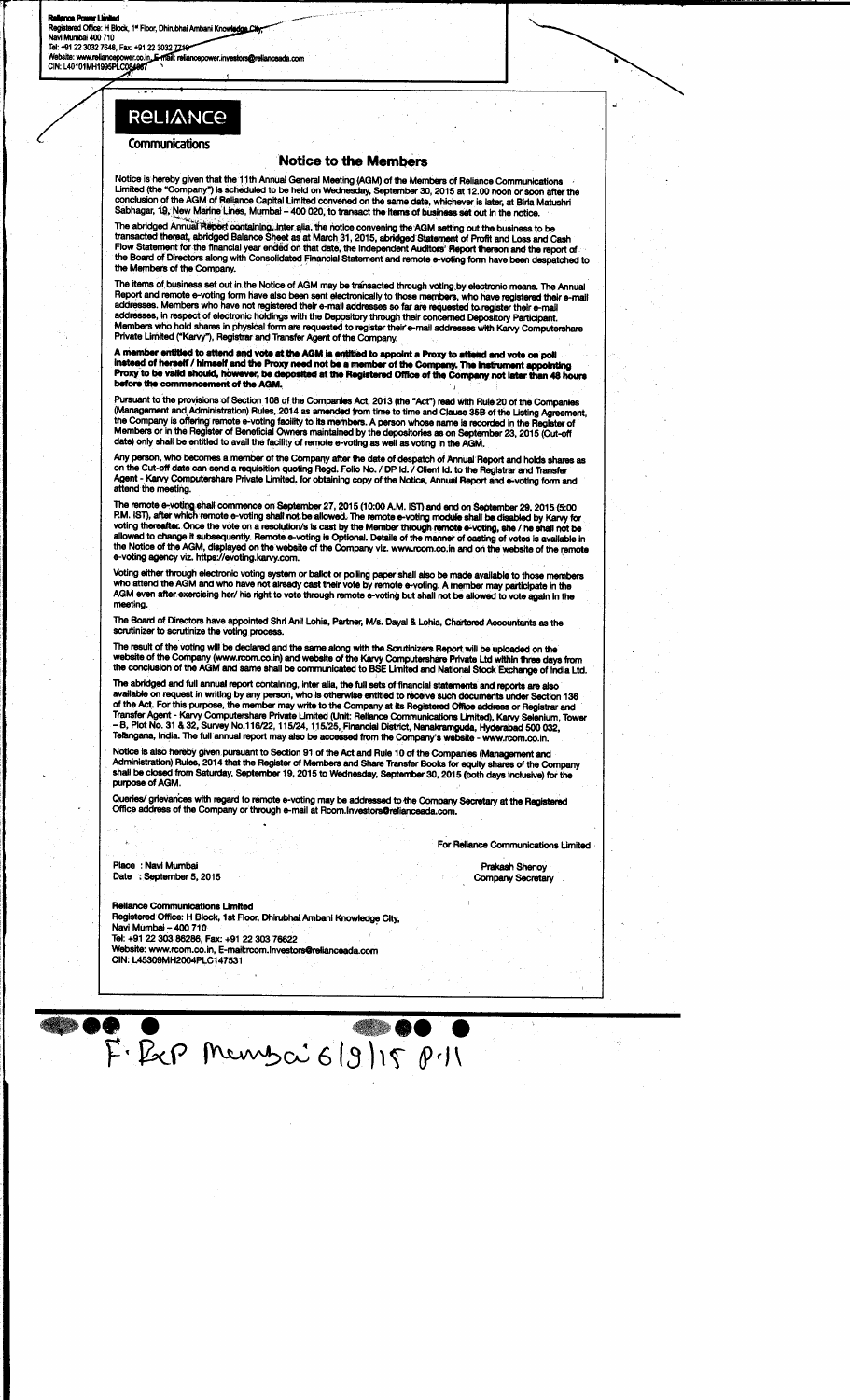**Reliance Power Limited**
Registered Office: H Block, 1st Floor, Dhirubhai Ambani Knowledge City,
Navi Mumbai 400 710
Tel: +91 22 3032 7648, Fax: +91 22 3032 7149
Website: www.reliancepower.co.in, E-mail: reliancepower.investors@relianceada.com
CIN: L40101MH1995PLC084687

RELIANCE

Communications

# Notice to the Members

Notice is hereby given that the 11th Annual General Meeting (AGM) of the Members of Reliance Communications Limited (the "Company") is scheduled to be held on Wednesday, September 30, 2015 at 12.00 noon or soon after the conclusion of the AGM of Reliance Capital Limited convened on the same date, whichever is later, at Birla Matushri Sabhagar, 19, New Marine Lines, Mumbai – 400 020, to transact the items of business set out in the notice.

The abridged Annual Report containing, inter alia, the notice convening the AGM setting out the business to be transacted thereat, abridged Balance Sheet as at March 31, 2015, abridged Statement of Profit and Loss and Cash Flow Statement for the financial year ended on that date, the Independent Auditors' Report thereon and the report of the Board of Directors along with Consolidated Financial Statement and remote e-voting form have been despatched to the Members of the Company.

The items of business set out in the Notice of AGM may be transacted through voting by electronic means. The Annual Report and remote e-voting form have also been sent electronically to those members, who have registered their e-mail addresses. Members who have not registered their e-mail addresses so far are requested to register their e-mail addresses, in respect of electronic holdings with the Depository through their concerned Depository Participant. Members who hold shares in physical form are requested to register their e-mail addresses with Karvy Computershare Private Limited ("Karvy"), Registrar and Transfer Agent of the Company.

**A member entitled to attend and vote at the AGM is entitled to appoint a Proxy to attend and vote on poll instead of herself / himself and the Proxy need not be a member of the Company. The instrument appointing Proxy to be valid should, however, be deposited at the Registered Office of the Company not later than 48 hours before the commencement of the AGM.**

Pursuant to the provisions of Section 108 of the Companies Act, 2013 (the "Act") read with Rule 20 of the Companies (Management and Administration) Rules, 2014 as amended from time to time and Clause 35B of the Listing Agreement, the Company is offering remote e-voting facility to its members. A person whose name is recorded in the Register of Members or in the Register of Beneficial Owners maintained by the depositories as on September 23, 2015 (Cut-off date) only shall be entitled to avail the facility of remote e-voting as well as voting in the AGM.

Any person, who becomes a member of the Company after the date of despatch of Annual Report and holds shares as on the Cut-off date can send a requisition quoting Regd. Folio No. / DP Id. / Client Id. to the Registrar and Transfer Agent - Karvy Computershare Private Limited, for obtaining copy of the Notice, Annual Report and e-voting form and attend the meeting.

The remote e-voting shall commence on September 27, 2015 (10:00 A.M. IST) and end on September 29, 2015 (5:00 P.M. IST), after which remote e-voting shall not be allowed. The remote e-voting module shall be disabled by Karvy for voting thereafter. Once the vote on a resolution/s is cast by the Member through remote e-voting, she / he shall not be allowed to change it subsequently. Remote e-voting is Optional. Details of the manner of casting of votes is available in the Notice of the AGM, displayed on the website of the Company viz. www.rcom.co.in and on the website of the remote e-voting agency viz. https://evoting.karvy.com.

Voting either through electronic voting system or ballot or polling paper shall also be made available to those members who attend the AGM and who have not already cast their vote by remote e-voting. A member may participate in the AGM even after exercising her/ his right to vote through remote e-voting but shall not be allowed to vote again in the meeting.

The Board of Directors have appointed Shri Anil Lohia, Partner, M/s. Dayal & Lohia, Chartered Accountants as the scrutinizer to scrutinize the voting process.

The result of the voting will be declared and the same along with the Scrutinizers Report will be uploaded on the website of the Company (www.rcom.co.in) and website of the Karvy Computershare Private Ltd within three days from the conclusion of the AGM and same shall be communicated to BSE Limited and National Stock Exchange of India Ltd.

The abridged and full annual report containing, inter alia, the full sets of financial statements and reports are also available on request in writing by any person, who is otherwise entitled to receive such documents under Section 136 of the Act. For this purpose, the member may write to the Company at its Registered Office address or Registrar and Transfer Agent - Karvy Computershare Private Limited (Unit: Reliance Communications Limited), Karvy Selenium, Tower – B, Plot No. 31 & 32, Survey No.116/22, 115/24, 115/25, Financial District, Nanakramguda, Hyderabad 500 032, Telangana, India. The full annual report may also be accessed from the Company's website - www.rcom.co.in.

Notice is also hereby given pursuant to Section 91 of the Act and Rule 10 of the Companies (Management and Administration) Rules, 2014 that the Register of Members and Share Transfer Books for equity shares of the Company shall be closed from Saturday, September 19, 2015 to Wednesday, September 30, 2015 (both days inclusive) for the purpose of AGM.

Queries/ grievances with regard to remote e-voting may be addressed to the Company Secretary at the Registered Office address of the Company or through e-mail at Rcom.Investors@relianceada.com.

For Reliance Communications Limited

Place : Navi Mumbai
Date : September 5, 2015

Prakash Shenoy
Company Secretary

**Reliance Communications Limited**
Registered Office: H Block, 1st Floor, Dhirubhai Ambani Knowledge City,
Navi Mumbai – 400 710
Tel: +91 22 303 86286, Fax: +91 22 303 76622
Website: www.rcom.co.in, E-mail:rcom.investors@relianceada.com
CIN: L45309MH2004PLC147531

F. Exp Mumbai 6/9/15 P.11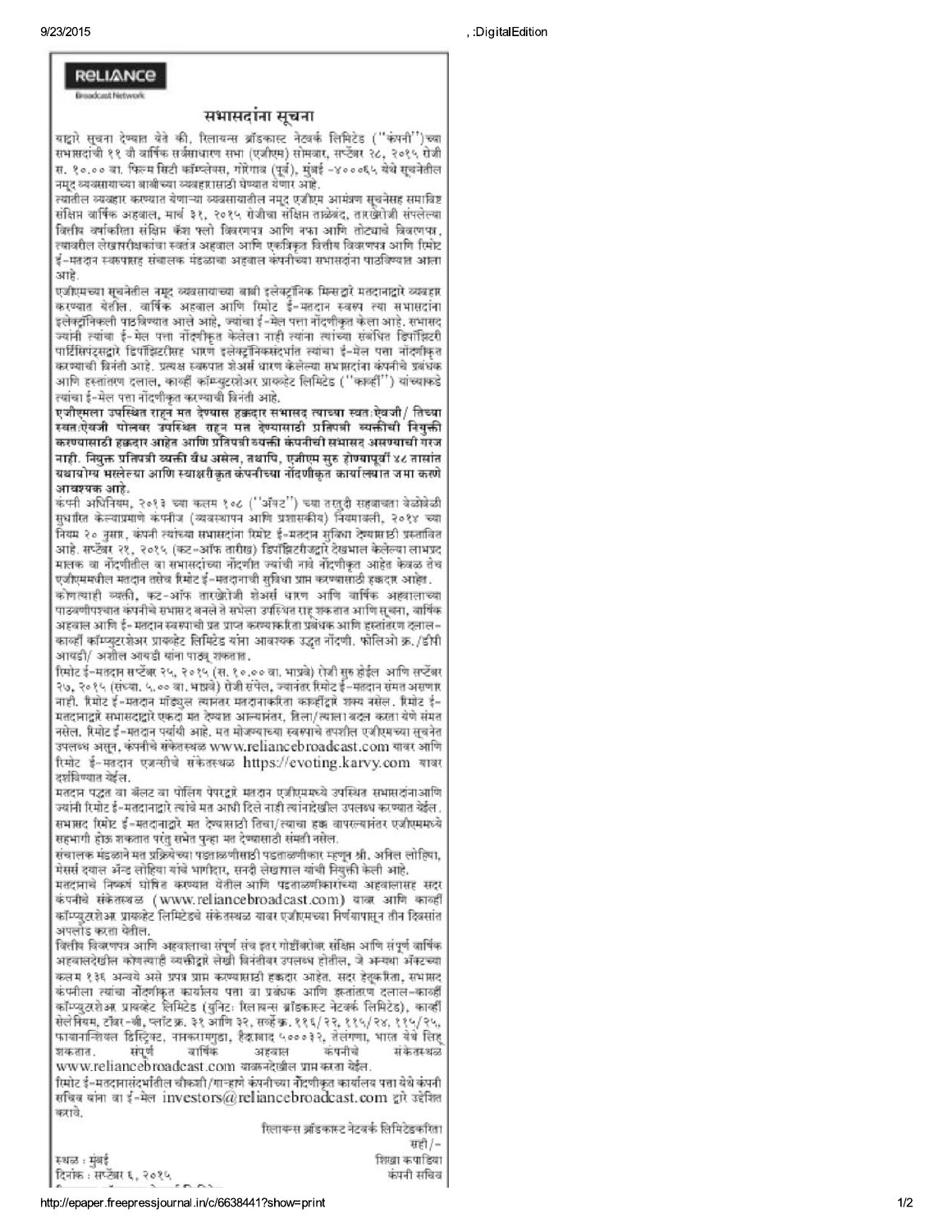**RELIANCE**
Broadcast Network

## सभासदांना सूचना

याद्वारे सूचना देण्यात येते की, रिलायन्स ब्रॉडकास्ट नेटवर्क लिमिटेड (''कंपनी'')च्या सभासदांची ११ वी वार्षिक सर्वसाधारण सभा (एजीएम) सोमवार, सप्टेंबर २८, २०१५ रोजी स. १०.०० वा. फिल्म सिटी कॉम्प्लेक्स, गोरेगाव (पूर्व), मुंबई -४०००६५ येथे सूचनेतील नमूद व्यवसायाच्या बाबीच्या व्यवहारासाठी घेण्यात येणार आहे.

त्यातील व्यवहार करण्यात येणाऱ्या व्यवसायातील नमूद एजीएम आमंत्रण सूचनेसह समाविष्ट संक्षिप्त वार्षिक अहवाल, मार्च ३१, २०१५ रोजीचा संक्षिप्त ताळेबंद, तारखेरोजी संपलेल्या वित्तीय वर्षाकरिता संक्षिप्त कॅश फ्लो विवरणपत्र आणि नफा आणि तोटयाचे विवरणपत्र, त्यावरील लेखापरीक्षकांचा स्वतंत्र अहवाल आणि एकत्रिकृत वित्तीय विवरणपत्र आणि रिमोट ई-मतदान स्वरूपासह संचालक मंडळाचा अहवाल कंपनीच्या सभासदांना पाठविण्यात आला आहे.

एजीएमच्या सूचनेतील नमूद व्यवसायाच्या बाबी इलेक्ट्रॉनिक मिन्सद्वारे मतदानाद्वारे व्यवहार करण्यात येतील. वार्षिक अहवाल आणि रिमोट ई-मतदान स्वरूप त्या सभासदांना इलेक्ट्रॉनिकली पाठविण्यात आले आहे, ज्यांचा ई-मेल पत्ता नोंदणीकृत केला आहे. सभासद ज्यांनी त्यांचा ई-मेल पत्ता नोंदणीकृत केलेला नाही त्यांना त्यांच्या संबंधित डिपॉझिटरी पार्टिसिपंटद्वारे डिपॉझिटरीसह धारण इलेक्ट्रॉनिकसंदर्भात त्यांचा ई-मेल पत्ता नोंदणीकृत करण्याची विनंती आहे. प्रत्यक्ष स्वरूपात शेअर्स धारण केलेल्या सभासदांना कंपनीचे प्रबंधक आणि हस्तांतरण दलाल, कार्व्ही कॉम्प्युटरशेअर प्रायव्हेट लिमिटेड (''कार्व्ही'') यांच्याकडे त्यांचा ई-मेल पत्ता नोंदणीकृत करण्याची विनंती आहे.

**एजीएमला उपस्थित राहून मत देण्यास हक्कदार सभासद त्याच्या स्वतःऐवजी/ तिच्या स्वतःऐवजी पोलवर उपस्थित राहून मत देण्यासाठी प्रतिपत्री व्यक्तीची नियुक्ती करण्यासाठी हक्कदार आहेत आणि प्रतिपत्री व्यक्ती कंपनीची सभासद असण्याची गरज नाही. नियुक्त प्रतिपत्री व्यक्ती वैध असेल, तथापि, एजीएम सुरु होण्यापूर्वी ४८ तासांत यथायोग्य भरलेल्या आणि स्वाक्षरीकृत कंपनीच्या नोंदणीकृत कार्यालयात जमा करणे आवश्यक आहे.**

कंपनी अधिनियम, २०१३ च्या कलम १०८ (''ॲक्ट'') च्या तरतुदी सहवाचता वेळोवेळी सुधारित केल्याप्रमाणे कंपनीज (व्यवस्थापन आणि प्रशासकीय) नियमावली, २०१४ च्या नियम २० नुसार, कंपनी त्यांच्या सभासदांना रिमोट ई-मतदान सुविधा देण्यासाठी प्रस्तावित आहे. सप्टेंबर २१, २०१५ (कट-ऑफ तारीख) डिपॉझिटरीजद्वारे देखभाल केलेल्या लाभप्रद मालक वा नोंदणीतील वा सभासदांच्या नोंदणीत ज्यांची नावे नोंदणीकृत आहेत केवळ तेच एजीएममधील मतदान तसेच रिमोट ई-मतदानाची सुविधा प्राप्त करण्यासाठी हक्कदार आहेत.

कोणत्याही व्यक्ती, कट-ऑफ तारखेरोजी शेअर्स धारण आणि वार्षिक अहवालाच्या पाठवणीपश्चात कंपनीचे सभासद बनले ते सभेला उपस्थित राहू शकतात आणि सूचना, वार्षिक अहवाल आणि ई-मतदान स्वरूपाची प्रत प्राप्त करण्याकरिता प्रबंधक आणि हस्तांतरण दलाल-कार्व्ही कॉम्प्युटरशेअर प्रायव्हेट लिमिटेड यांना आवश्यक उद्धृत नोंदणी. फोलिओ क्र./डीपी आयडी/ अशील आयडी यांना पाठवू शकतात.

रिमोट ई-मतदान सप्टेंबर २५, २०१५ (स. १०.०० वा. भाप्रवे) रोजी सुरु होईल आणि सप्टेंबर २७, २०१५ (संध्या. ५.०० वा. भाप्रवे) रोजी संपेल, ज्यानंतर रिमोट ई-मतदान संमत असणार नाही. रिमोट ई-मतदान मॉड्युल त्यानंतर मतदानाकरिता कार्व्हीद्वारे शक्य नसेल. रिमोट ई-मतदानाद्वारे सभासदाद्वारे एकदा मत देण्यात आल्यानंतर, तिला/त्याला बदल करता येणे संमत नसेल. रिमोट ई-मतदान पर्यायी आहे. मत मोजण्याच्या स्वरूपाचे तपशील एजीएमच्या सूचनेत उपलब्ध असून, कंपनीचे संकेतस्थळ www.reliancebroadcast.com यावर आणि रिमोट ई-मतदान एजन्सीचे संकेतस्थळ https://evoting.karvy.com यावर दर्शविण्यात येईल.

मतदान पद्धत वा बॅलट वा पोलिंग पेपरद्वारे मतदान एजीएममध्ये उपस्थित सभासदांनाआणि ज्यांनी रिमोट ई-मतदानाद्वारे त्यांचे मत आधी दिले नाही त्यांनादेखील उपलब्ध करण्यात येईल. सभासद रिमोट ई-मतदानाद्वारे मत देण्यासाठी तिचा/त्याचा हक्क वापरल्यानंतर एजीएममध्ये सहभागी होऊ शकतात परंतु सभेत पुन्हा मत देण्यासाठी संमती नसेल.

संचालक मंडळाने मत प्रक्रियेच्या पडताळणीसाठी पडताळणीकार म्हणून श्री. अनिल लोहिया, मेसर्स दयाल ॲन्ड लोहिया यांचे भागिदार, सनदी लेखापाल यांची नियुक्ती केली आहे.

मतदानाचे निष्कर्ष घोषित करण्यात येतील आणि पडताळणीकारांच्या अहवालासह सदर कंपनीचे संकेतस्थळ (www.reliancebroadcast.com) यावर आणि कार्व्ही कॉम्प्युटरशेअर प्रायव्हेट लिमिटेडचे संकेतस्थळ यावर एजीएमच्या निर्णयापासून तीन दिवसांत अपलोड करता येतील.

वित्तीय विवरणपत्र आणि अहवालाचा संपूर्ण संच इतर गोष्टींसोबत संक्षिप्त आणि संपूर्ण वार्षिक अहवालदेखील कोणत्याही व्यक्तीद्वारे लेखी विनंतीवर उपलब्ध होतील, जे अन्यथा ॲक्टच्या कलम १३६ अन्वये असे प्रपत्र प्राप्त करण्यासाठी हक्कदार आहेत. सदर हेतूकरिता, सभासद कंपनीला त्यांचा नोंदणीकृत कार्यालय पत्ता वा प्रबंधक आणि हस्तांतरण दलाल-कार्व्ही कॉम्प्युटरशेअर प्रायव्हेट लिमिटेड (युनिटः रिलायन्स ब्रॉडकास्ट नेटवर्क लिमिटेड), कार्व्ही सेलेनियम, टॉवर-बी, प्लॉट क्र. ३१ आणि ३२, सर्व्हे क्र. ११६/२२, ११५/२४, ११५/२५, फायनान्शियल डिस्ट्रिक्ट, नानकरामगुडा, हैद्राबाद ५०००३२, तेलंगणा, भारत येथे लिहू शकतात. संपूर्ण वार्षिक अहवाल कंपनीचे संकेतस्थळ www.reliancebroadcast.com यावरूनदेखील प्राप्त करता येईल.

रिमोट ई-मतदानासंदर्भातील चौकशी/गाऱ्हाणे कंपनीच्या नोंदणीकृत कार्यालय पत्ता येथे कंपनी सचिव यांना वा ई-मेल investors@reliancebroadcast.com द्वारे उद्देशित करावे.

रिलायन्स ब्रॉडकास्ट नेटवर्क लिमिटेडकरिता
सही/-

स्थळ : मुंबई
दिनांक : सप्टेंबर ६, २०१५

शिखा कपाडिया
कंपनी सचिव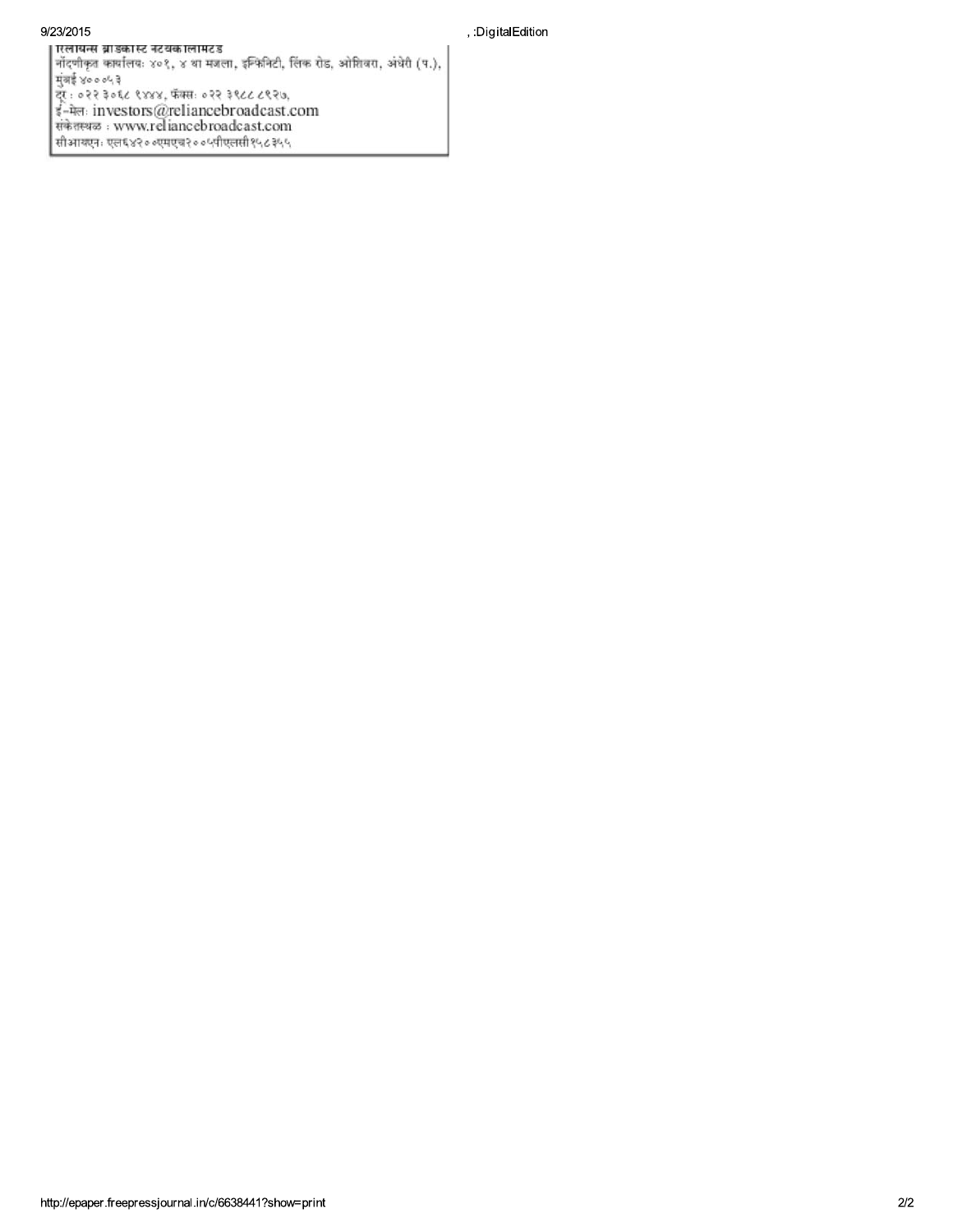रिलायन्स ब्रॉडकास्ट नेटवर्क लिमिटेड
नोंदणीकृत कार्यालयः ४०१, ४ था मजला, इन्फिनिटी, लिंक रोड, ओशिवरा, अंधेरी (प.), मुंबई ४०००५३
दूर : ०२२ ३०६८ ९४४४, फॅक्सः ०२२ ३९८८ ८९२७,
ई-मेलः investors@reliancebroadcast.com
संकेतस्थळ : www.reliancebroadcast.com
सीआयएनः एल६४२००एमएच२००५पीएलसी१५८३५५